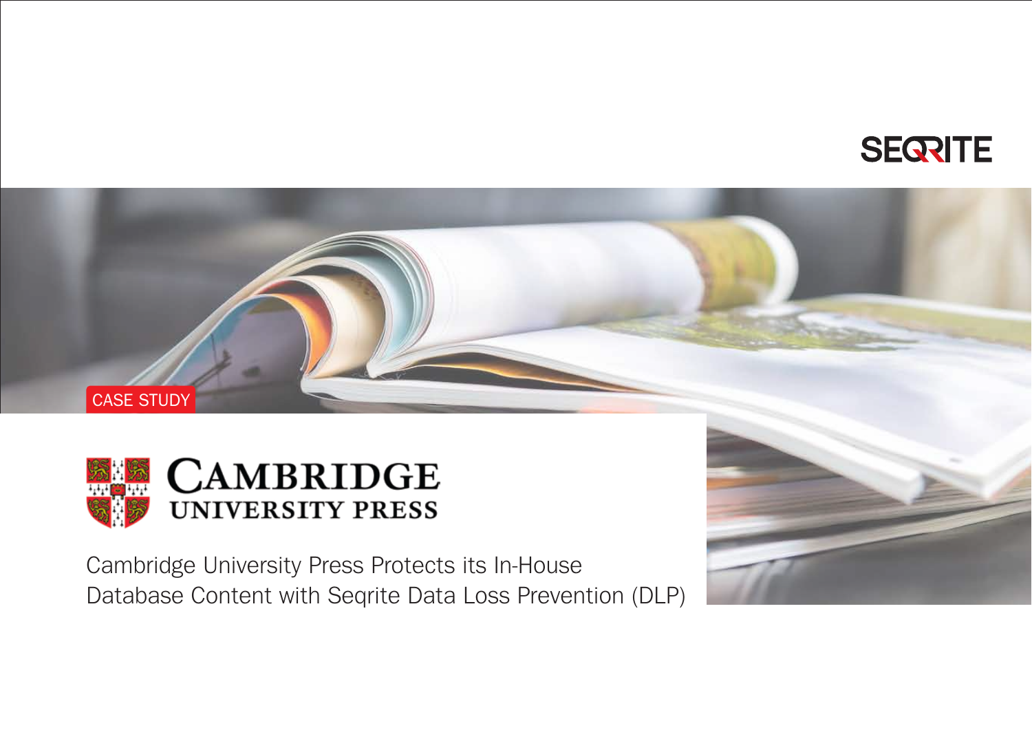SEQRITE

CASE STUDY

CAMBRIDGE UNIVERSITY PRESS

# Cambridge University Press Protects its In-House Database Content with Seqrite Data Loss Prevention (DLP)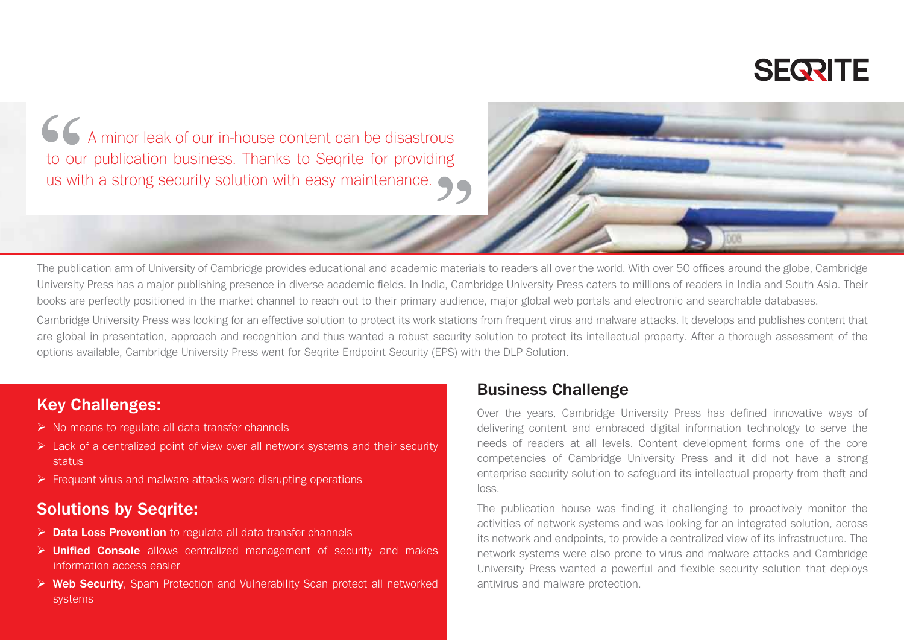SEQRITE

> "A minor leak of our in-house content can be disastrous to our publication business. Thanks to Seqrite for providing us with a strong security solution with easy maintenance."

The publication arm of University of Cambridge provides educational and academic materials to readers all over the world. With over 50 offices around the globe, Cambridge University Press has a major publishing presence in diverse academic fields. In India, Cambridge University Press caters to millions of readers in India and South Asia. Their books are perfectly positioned in the market channel to reach out to their primary audience, major global web portals and electronic and searchable databases.

Cambridge University Press was looking for an effective solution to protect its work stations from frequent virus and malware attacks. It develops and publishes content that are global in presentation, approach and recognition and thus wanted a robust security solution to protect its intellectual property. After a thorough assessment of the options available, Cambridge University Press went for Seqrite Endpoint Security (EPS) with the DLP Solution.

## Key Challenges:

- No means to regulate all data transfer channels
- Lack of a centralized point of view over all network systems and their security status
- Frequent virus and malware attacks were disrupting operations

## Solutions by Seqrite:

- **Data Loss Prevention** to regulate all data transfer channels
- **Unified Console** allows centralized management of security and makes information access easier
- **Web Security**, Spam Protection and Vulnerability Scan protect all networked systems

## Business Challenge

Over the years, Cambridge University Press has defined innovative ways of delivering content and embraced digital information technology to serve the needs of readers at all levels. Content development forms one of the core competencies of Cambridge University Press and it did not have a strong enterprise security solution to safeguard its intellectual property from theft and loss.

The publication house was finding it challenging to proactively monitor the activities of network systems and was looking for an integrated solution, across its network and endpoints, to provide a centralized view of its infrastructure. The network systems were also prone to virus and malware attacks and Cambridge University Press wanted a powerful and flexible security solution that deploys antivirus and malware protection.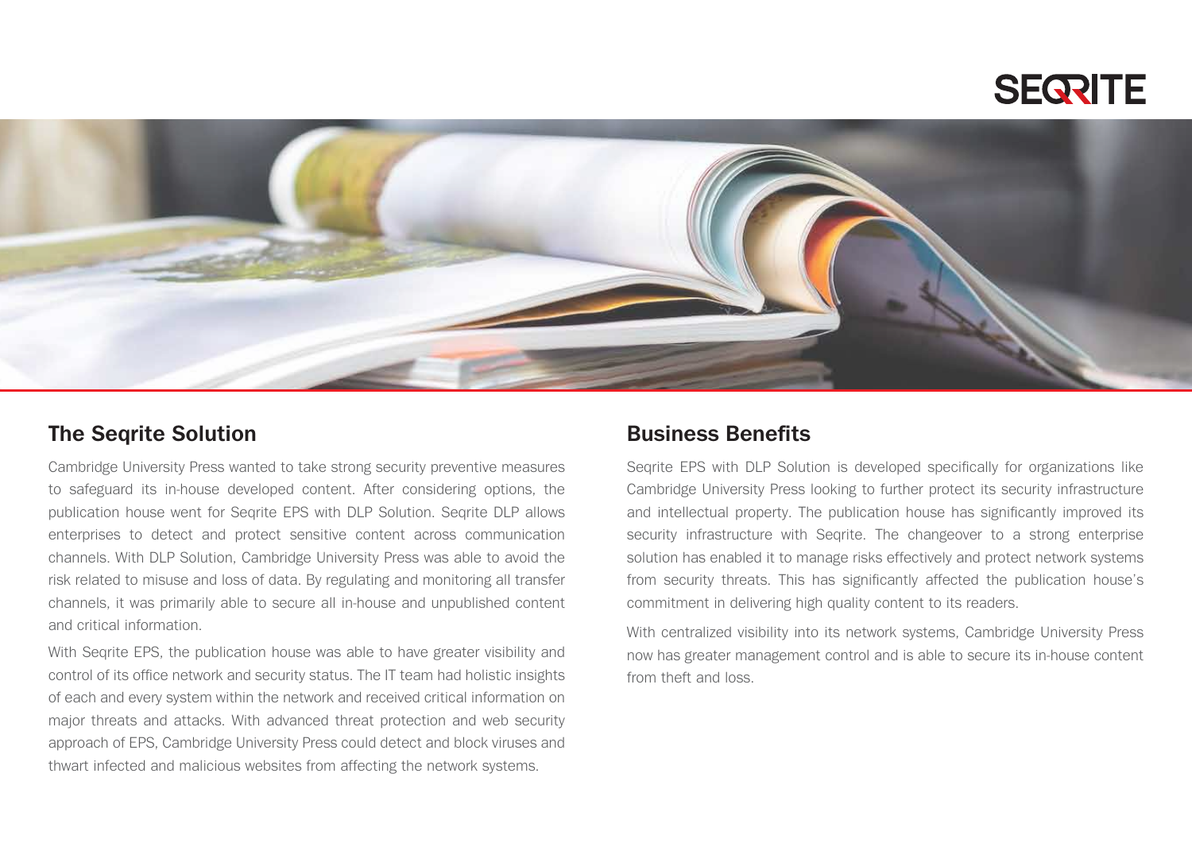## The Seqrite Solution

Cambridge University Press wanted to take strong security preventive measures to safeguard its in-house developed content. After considering options, the publication house went for Seqrite EPS with DLP Solution. Seqrite DLP allows enterprises to detect and protect sensitive content across communication channels. With DLP Solution, Cambridge University Press was able to avoid the risk related to misuse and loss of data. By regulating and monitoring all transfer channels, it was primarily able to secure all in-house and unpublished content and critical information.

With Seqrite EPS, the publication house was able to have greater visibility and control of its office network and security status. The IT team had holistic insights of each and every system within the network and received critical information on major threats and attacks. With advanced threat protection and web security approach of EPS, Cambridge University Press could detect and block viruses and thwart infected and malicious websites from affecting the network systems.

## Business Benefits

Seqrite EPS with DLP Solution is developed specifically for organizations like Cambridge University Press looking to further protect its security infrastructure and intellectual property. The publication house has significantly improved its security infrastructure with Seqrite. The changeover to a strong enterprise solution has enabled it to manage risks effectively and protect network systems from security threats. This has significantly affected the publication house's commitment in delivering high quality content to its readers.

With centralized visibility into its network systems, Cambridge University Press now has greater management control and is able to secure its in-house content from theft and loss.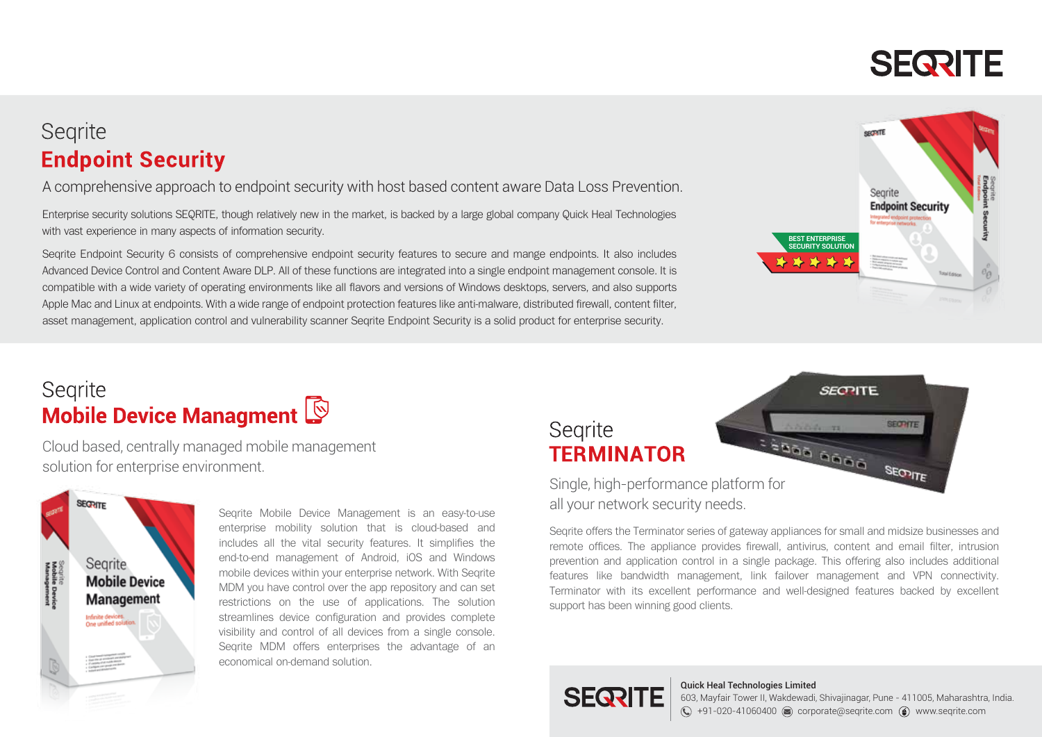# SEQRITE

## Seqrite
## **Endpoint Security**

A comprehensive approach to endpoint security with host based content aware Data Loss Prevention.

Enterprise security solutions SEQRITE, though relatively new in the market, is backed by a large global company Quick Heal Technologies with vast experience in many aspects of information security.

Seqrite Endpoint Security 6 consists of comprehensive endpoint security features to secure and mange endpoints. It also includes Advanced Device Control and Content Aware DLP. All of these functions are integrated into a single endpoint management console. It is compatible with a wide variety of operating environments like all flavors and versions of Windows desktops, servers, and also supports Apple Mac and Linux at endpoints. With a wide range of endpoint protection features like anti-malware, distributed firewall, content filter, asset management, application control and vulnerability scanner Seqrite Endpoint Security is a solid product for enterprise security.

BEST ENTERPRISE SECURITY SOLUTION

## Seqrite
## **Mobile Device Managment**

Cloud based, centrally managed mobile management solution for enterprise environment.

Seqrite Mobile Device Management is an easy-to-use enterprise mobility solution that is cloud-based and includes all the vital security features. It simplifies the end-to-end management of Android, iOS and Windows mobile devices within your enterprise network. With Seqrite MDM you have control over the app repository and can set restrictions on the use of applications. The solution streamlines device configuration and provides complete visibility and control of all devices from a single console. Seqrite MDM offers enterprises the advantage of an economical on-demand solution.

## Seqrite
## **TERMINATOR**

Single, high-performance platform for all your network security needs.

Seqrite offers the Terminator series of gateway appliances for small and midsize businesses and remote offices. The appliance provides firewall, antivirus, content and email filter, intrusion prevention and application control in a single package. This offering also includes additional features like bandwidth management, link failover management and VPN connectivity. Terminator with its excellent performance and well-designed features backed by excellent support has been winning good clients.

SEQRITE

**Quick Heal Technologies Limited**
603, Mayfair Tower II, Wakdewadi, Shivajinagar, Pune - 411005, Maharashtra, India.
+91-020-41060400 corporate@seqrite.com www.seqrite.com